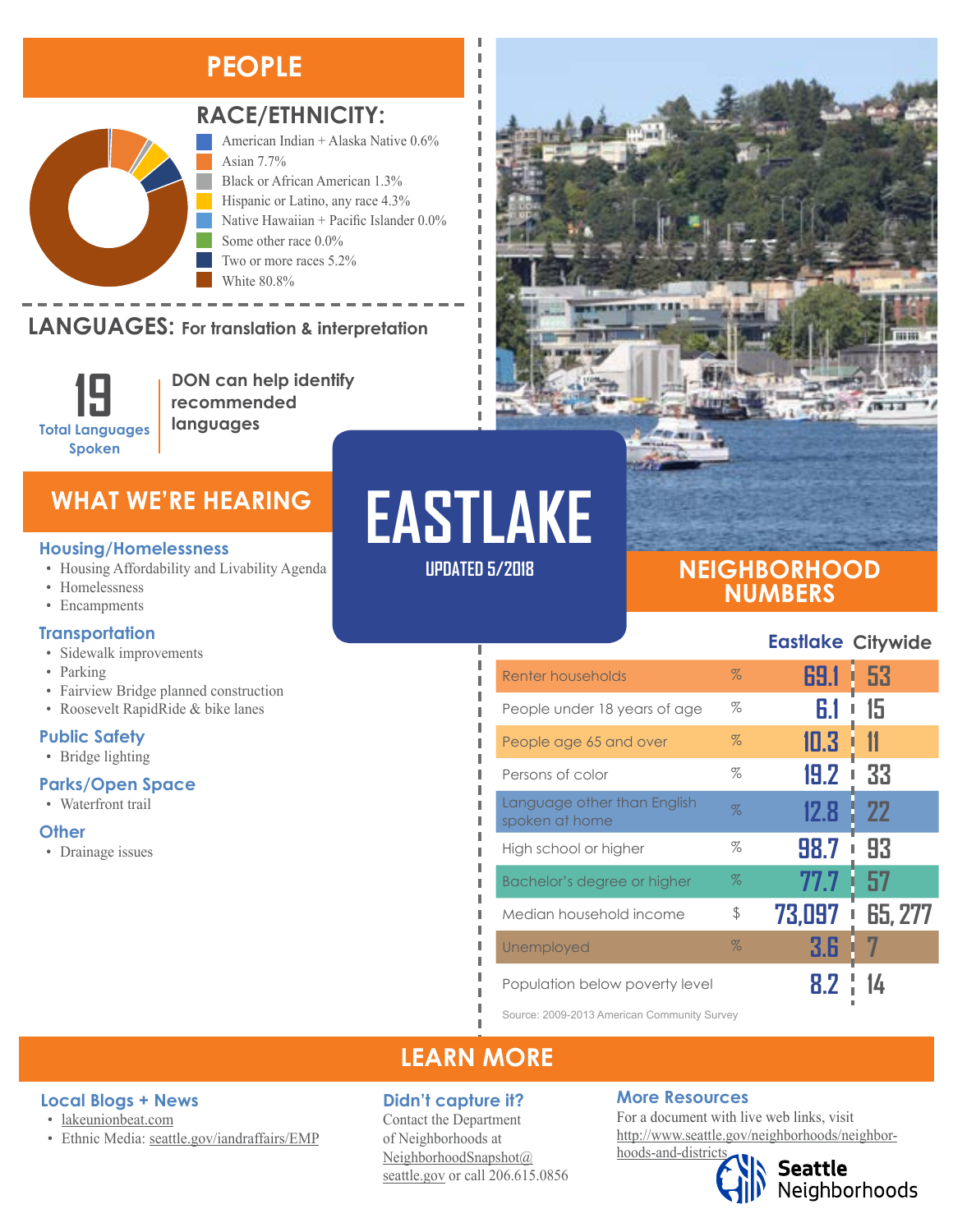# EASTLAKE

UPDATED 5/2018

## PEOPLE

### RACE/ETHNICITY:

- American Indian + Alaska Native 0.6%
- Asian 7.7%
- Black or African American 1.3%
- Hispanic or Latino, any race 4.3%
- Native Hawaiian + Pacific Islander 0.0%
- Some other race 0.0%
- Two or more races 5.2%
- White 80.8%

### LANGUAGES: For translation & interpretation

**19** Total Languages Spoken

DON can help identify recommended languages

## WHAT WE'RE HEARING

### Housing/Homelessness

- Housing Affordability and Livability Agenda
- Homelessness
- Encampments

### Transportation

- Sidewalk improvements
- Parking
- Fairview Bridge planned construction
- Roosevelt RapidRide & bike lanes

### Public Safety

- Bridge lighting

### Parks/Open Space

- Waterfront trail

### Other

- Drainage issues

## NEIGHBORHOOD NUMBERS

| | | Eastlake | Citywide |
|---|---|---|---|
| Renter households | % | 69.1 | 53 |
| People under 18 years of age | % | 6.1 | 15 |
| People age 65 and over | % | 10.3 | 11 |
| Persons of color | % | 19.2 | 33 |
| Language other than English spoken at home | % | 12.8 | 22 |
| High school or higher | % | 98.7 | 93 |
| Bachelor's degree or higher | % | 77.7 | 57 |
| Median household income | $ | 73,097 | 65, 277 |
| Unemployed | % | 3.6 | 7 |
| Population below poverty level | | 8.2 | 14 |

Source: 2009-2013 American Community Survey

## LEARN MORE

### Local Blogs + News

- lakeunionbeat.com
- Ethnic Media: seattle.gov/iandraffairs/EMP

### Didn't capture it?

Contact the Department of Neighborhoods at NeighborhoodSnapshot@seattle.gov or call 206.615.0856

### More Resources

For a document with live web links, visit http://www.seattle.gov/neighborhoods/neighborhoods-and-districts

Seattle Neighborhoods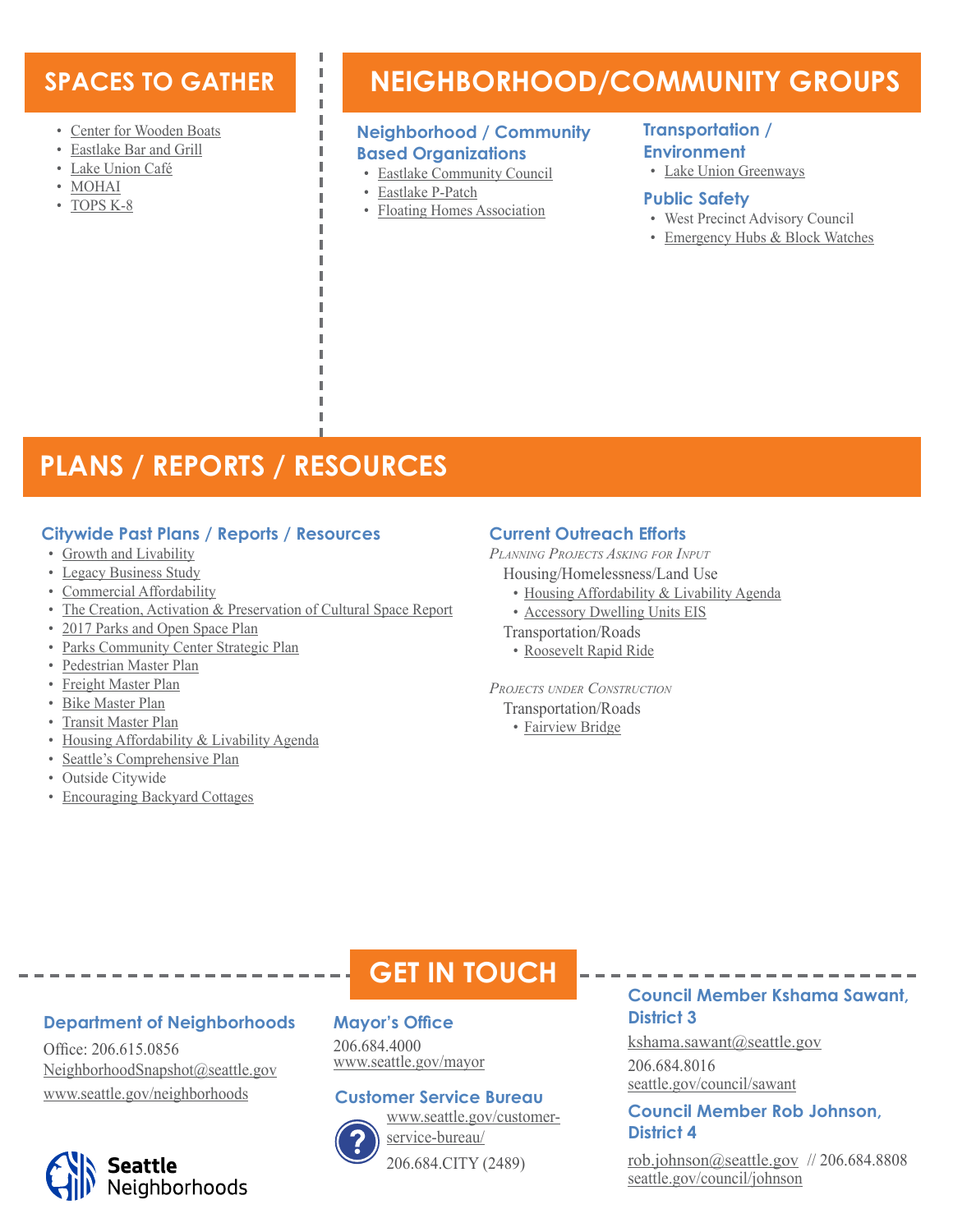## SPACES TO GATHER

- Center for Wooden Boats
- Eastlake Bar and Grill
- Lake Union Café
- MOHAI
- TOPS K-8

## NEIGHBORHOOD/COMMUNITY GROUPS

### Neighborhood / Community Based Organizations

- Eastlake Community Council
- Eastlake P-Patch
- Floating Homes Association

### Transportation / Environment

- Lake Union Greenways

### Public Safety

- West Precinct Advisory Council
- Emergency Hubs & Block Watches

## PLANS / REPORTS / RESOURCES

### Citywide Past Plans / Reports / Resources

- Growth and Livability
- Legacy Business Study
- Commercial Affordability
- The Creation, Activation & Preservation of Cultural Space Report
- 2017 Parks and Open Space Plan
- Parks Community Center Strategic Plan
- Pedestrian Master Plan
- Freight Master Plan
- Bike Master Plan
- Transit Master Plan
- Housing Affordability & Livability Agenda
- Seattle's Comprehensive Plan
- Outside Citywide
- Encouraging Backyard Cottages

### Current Outreach Efforts

*Planning Projects Asking for Input*

Housing/Homelessness/Land Use

- Housing Affordability & Livability Agenda
- Accessory Dwelling Units EIS

Transportation/Roads

- Roosevelt Rapid Ride

*Projects under Construction*

Transportation/Roads

- Fairview Bridge

## GET IN TOUCH

### Department of Neighborhoods

Office: 206.615.0856
NeighborhoodSnapshot@seattle.gov
www.seattle.gov/neighborhoods

Seattle Neighborhoods

### Mayor's Office

206.684.4000
www.seattle.gov/mayor

### Customer Service Bureau

www.seattle.gov/customer-service-bureau/
206.684.CITY (2489)

### Council Member Kshama Sawant, District 3

kshama.sawant@seattle.gov
206.684.8016
seattle.gov/council/sawant

### Council Member Rob Johnson, District 4

rob.johnson@seattle.gov // 206.684.8808
seattle.gov/council/johnson